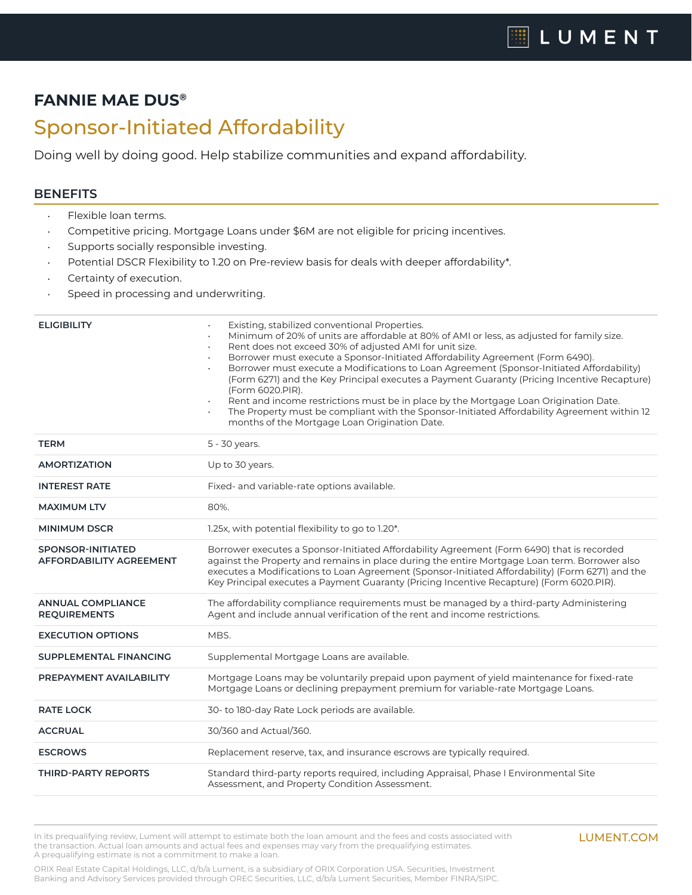## FANNIE MAE DUS®

# Sponsor-Initiated Affordability

Doing well by doing good. Help stabilize communities and expand affordability.

## BENEFITS

- Flexible loan terms.
- Competitive pricing. Mortgage Loans under $6M are not eligible for pricing incentives.
- Supports socially responsible investing.
- Potential DSCR Flexibility to 1.20 on Pre-review basis for deals with deeper affordability*.
- Certainty of execution.
- Speed in processing and underwriting.

| | |
|---|---|
| **ELIGIBILITY** | • Existing, stabilized conventional Properties.<br>• Minimum of 20% of units are affordable at 80% of AMI or less, as adjusted for family size.<br>• Rent does not exceed 30% of adjusted AMI for unit size.<br>• Borrower must execute a Sponsor-Initiated Affordability Agreement (Form 6490).<br>• Borrower must execute a Modifications to Loan Agreement (Sponsor-Initiated Affordability) (Form 6271) and the Key Principal executes a Payment Guaranty (Pricing Incentive Recapture) (Form 6020.PIR).<br>• Rent and income restrictions must be in place by the Mortgage Loan Origination Date.<br>• The Property must be compliant with the Sponsor-Initiated Affordability Agreement within 12 months of the Mortgage Loan Origination Date. |
| **TERM** | 5 - 30 years. |
| **AMORTIZATION** | Up to 30 years. |
| **INTEREST RATE** | Fixed- and variable-rate options available. |
| **MAXIMUM LTV** | 80%. |
| **MINIMUM DSCR** | 1.25x, with potential flexibility to go to 1.20*. |
| **SPONSOR-INITIATED AFFORDABILITY AGREEMENT** | Borrower executes a Sponsor-Initiated Affordability Agreement (Form 6490) that is recorded against the Property and remains in place during the entire Mortgage Loan term. Borrower also executes a Modifications to Loan Agreement (Sponsor-Initiated Affordability) (Form 6271) and the Key Principal executes a Payment Guaranty (Pricing Incentive Recapture) (Form 6020.PIR). |
| **ANNUAL COMPLIANCE REQUIREMENTS** | The affordability compliance requirements must be managed by a third-party Administering Agent and include annual verification of the rent and income restrictions. |
| **EXECUTION OPTIONS** | MBS. |
| **SUPPLEMENTAL FINANCING** | Supplemental Mortgage Loans are available. |
| **PREPAYMENT AVAILABILITY** | Mortgage Loans may be voluntarily prepaid upon payment of yield maintenance for fixed-rate Mortgage Loans or declining prepayment premium for variable-rate Mortgage Loans. |
| **RATE LOCK** | 30- to 180-day Rate Lock periods are available. |
| **ACCRUAL** | 30/360 and Actual/360. |
| **ESCROWS** | Replacement reserve, tax, and insurance escrows are typically required. |
| **THIRD-PARTY REPORTS** | Standard third-party reports required, including Appraisal, Phase I Environmental Site Assessment, and Property Condition Assessment. |

In its prequalifying review, Lument will attempt to estimate both the loan amount and the fees and costs associated with the transaction. Actual loan amounts and actual fees and expenses may vary from the prequalifying estimates. A prequalifying estimate is not a commitment to make a loan.

ORIX Real Estate Capital Holdings, LLC, d/b/a Lument, is a subsidiary of ORIX Corporation USA. Securities, Investment Banking and Advisory Services provided through OREC Securities, LLC, d/b/a Lument Securities, Member FINRA/SIPC.

LUMENT.COM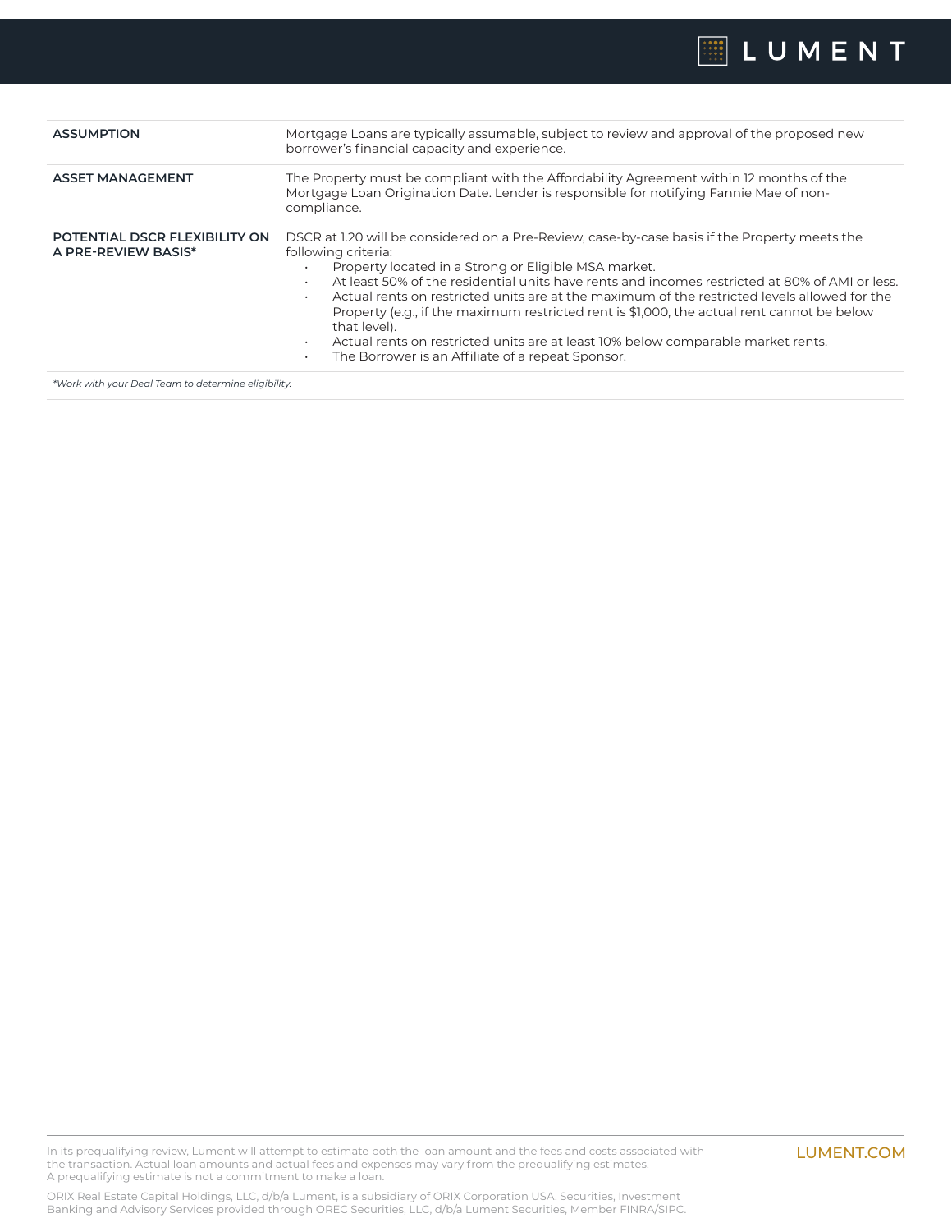| | |
|---|---|
| **ASSUMPTION** | Mortgage Loans are typically assumable, subject to review and approval of the proposed new borrower's financial capacity and experience. |
| **ASSET MANAGEMENT** | The Property must be compliant with the Affordability Agreement within 12 months of the Mortgage Loan Origination Date. Lender is responsible for notifying Fannie Mae of non-compliance. |
| **POTENTIAL DSCR FLEXIBILITY ON A PRE-REVIEW BASIS*** | DSCR at 1.20 will be considered on a Pre-Review, case-by-case basis if the Property meets the following criteria:<br>• Property located in a Strong or Eligible MSA market.<br>• At least 50% of the residential units have rents and incomes restricted at 80% of AMI or less.<br>• Actual rents on restricted units are at the maximum of the restricted levels allowed for the Property (e.g., if the maximum restricted rent is $1,000, the actual rent cannot be below that level).<br>• Actual rents on restricted units are at least 10% below comparable market rents.<br>• The Borrower is an Affiliate of a repeat Sponsor. |

*\*Work with your Deal Team to determine eligibility.*

In its prequalifying review, Lument will attempt to estimate both the loan amount and the fees and costs associated with the transaction. Actual loan amounts and actual fees and expenses may vary from the prequalifying estimates. A prequalifying estimate is not a commitment to make a loan.

ORIX Real Estate Capital Holdings, LLC, d/b/a Lument, is a subsidiary of ORIX Corporation USA. Securities, Investment Banking and Advisory Services provided through OREC Securities, LLC, d/b/a Lument Securities, Member FINRA/SIPC.

LUMENT.COM